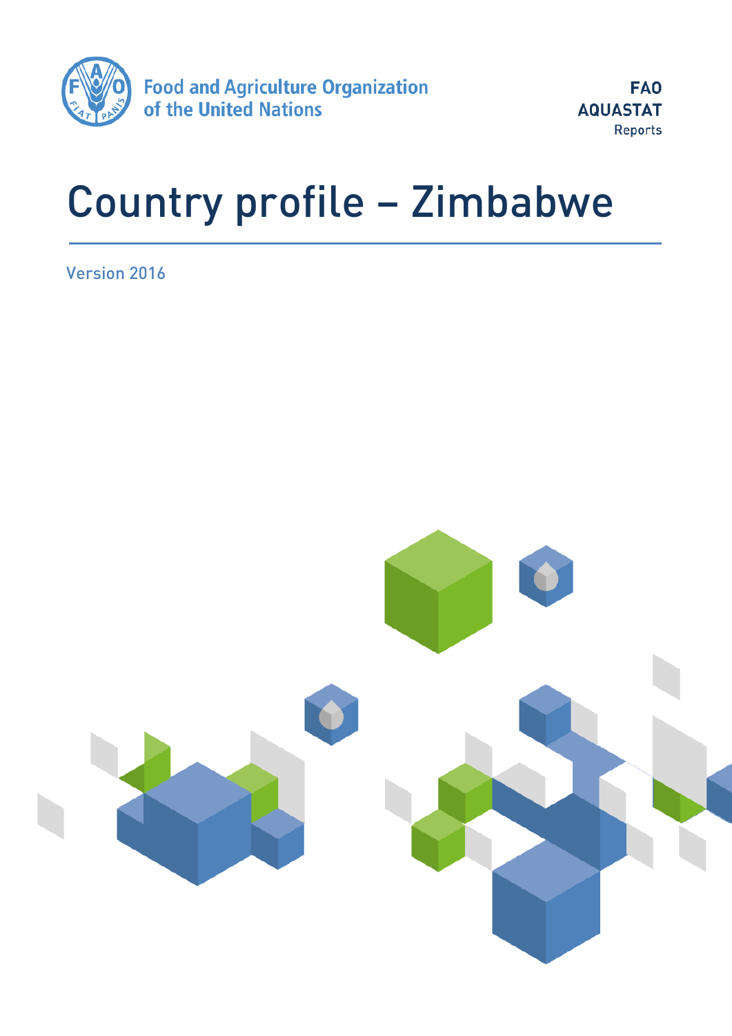Food and Agriculture Organization of the United Nations

FAO
AQUASTAT
Reports

# Country profile – Zimbabwe

Version 2016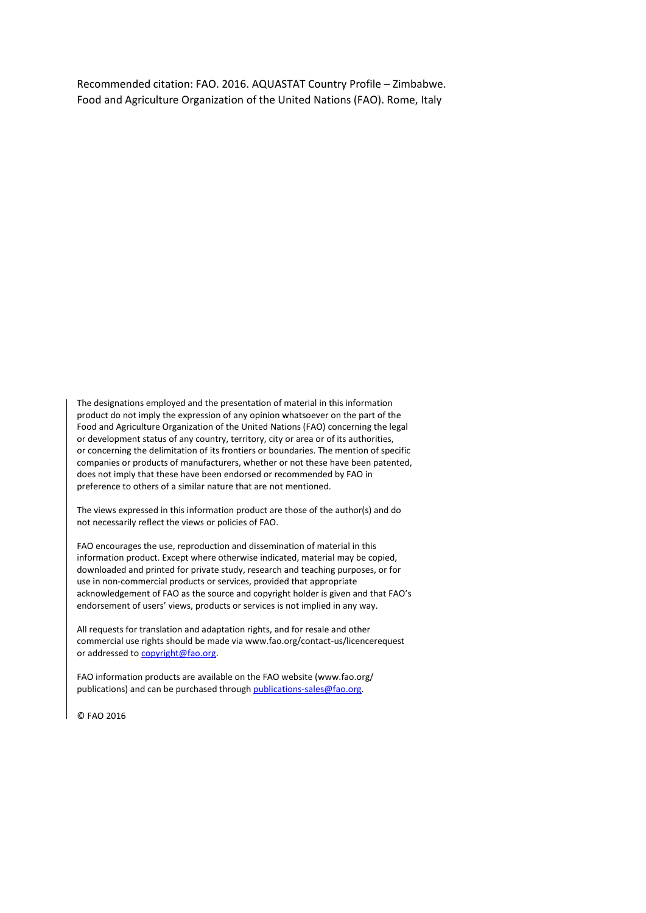Recommended citation: FAO. 2016. AQUASTAT Country Profile – Zimbabwe. Food and Agriculture Organization of the United Nations (FAO). Rome, Italy

The designations employed and the presentation of material in this information product do not imply the expression of any opinion whatsoever on the part of the Food and Agriculture Organization of the United Nations (FAO) concerning the legal or development status of any country, territory, city or area or of its authorities, or concerning the delimitation of its frontiers or boundaries. The mention of specific companies or products of manufacturers, whether or not these have been patented, does not imply that these have been endorsed or recommended by FAO in preference to others of a similar nature that are not mentioned.

The views expressed in this information product are those of the author(s) and do not necessarily reflect the views or policies of FAO.

FAO encourages the use, reproduction and dissemination of material in this information product. Except where otherwise indicated, material may be copied, downloaded and printed for private study, research and teaching purposes, or for use in non-commercial products or services, provided that appropriate acknowledgement of FAO as the source and copyright holder is given and that FAO's endorsement of users' views, products or services is not implied in any way.

All requests for translation and adaptation rights, and for resale and other commercial use rights should be made via www.fao.org/contact-us/licencerequest or addressed to copyright@fao.org.

FAO information products are available on the FAO website (www.fao.org/publications) and can be purchased through publications-sales@fao.org.

© FAO 2016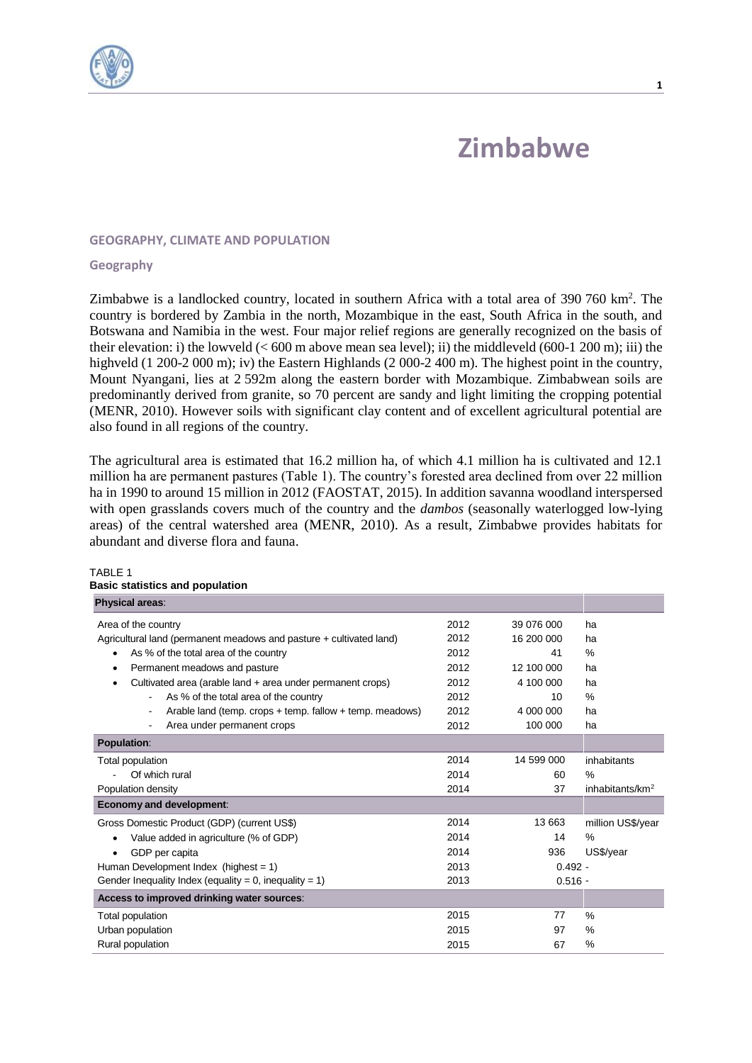#  Zimbabwe

## GEOGRAPHY, CLIMATE AND POPULATION

### Geography

Zimbabwe is a landlocked country, located in southern Africa with a total area of 390 760 km$^2$. The country is bordered by Zambia in the north, Mozambique in the east, South Africa in the south, and Botswana and Namibia in the west. Four major relief regions are generally recognized on the basis of their elevation: i) the lowveld (< 600 m above mean sea level); ii) the middleveld (600-1 200 m); iii) the highveld (1 200-2 000 m); iv) the Eastern Highlands (2 000-2 400 m). The highest point in the country, Mount Nyangani, lies at 2 592m along the eastern border with Mozambique. Zimbabwean soils are predominantly derived from granite, so 70 percent are sandy and light limiting the cropping potential (MENR, 2010). However soils with significant clay content and of excellent agricultural potential are also found in all regions of the country.

The agricultural area is estimated that 16.2 million ha, of which 4.1 million ha is cultivated and 12.1 million ha are permanent pastures (Table 1). The country's forested area declined from over 22 million ha in 1990 to around 15 million in 2012 (FAOSTAT, 2015). In addition savanna woodland interspersed with open grasslands covers much of the country and the *dambos* (seasonally waterlogged low-lying areas) of the central watershed area (MENR, 2010). As a result, Zimbabwe provides habitats for abundant and diverse flora and fauna.

TABLE 1
**Basic statistics and population**

| | | | |
|---|---|---|---|
| **Physical areas**: | | | |
| Area of the country | 2012 | 39 076 000 | ha |
| Agricultural land (permanent meadows and pasture + cultivated land) | 2012 | 16 200 000 | ha |
| • As % of the total area of the country | 2012 | 41 | % |
| • Permanent meadows and pasture | 2012 | 12 100 000 | ha |
| • Cultivated area (arable land + area under permanent crops) | 2012 | 4 100 000 | ha |
| - As % of the total area of the country | 2012 | 10 | % |
| - Arable land (temp. crops + temp. fallow + temp. meadows) | 2012 | 4 000 000 | ha |
| - Area under permanent crops | 2012 | 100 000 | ha |
| **Population**: | | | |
| Total population | 2014 | 14 599 000 | inhabitants |
| - Of which rural | 2014 | 60 | % |
| Population density | 2014 | 37 | inhabitants/km$^2$ |
| **Economy and development**: | | | |
| Gross Domestic Product (GDP) (current US$) | 2014 | 13 663 | million US$/year |
| • Value added in agriculture (% of GDP) | 2014 | 14 | % |
| • GDP per capita | 2014 | 936 | US$/year |
| Human Development Index (highest = 1) | 2013 | 0.492 | - |
| Gender Inequality Index (equality = 0, inequality = 1) | 2013 | 0.516 | - |
| **Access to improved drinking water sources**: | | | |
| Total population | 2015 | 77 | % |
| Urban population | 2015 | 97 | % |
| Rural population | 2015 | 67 | % |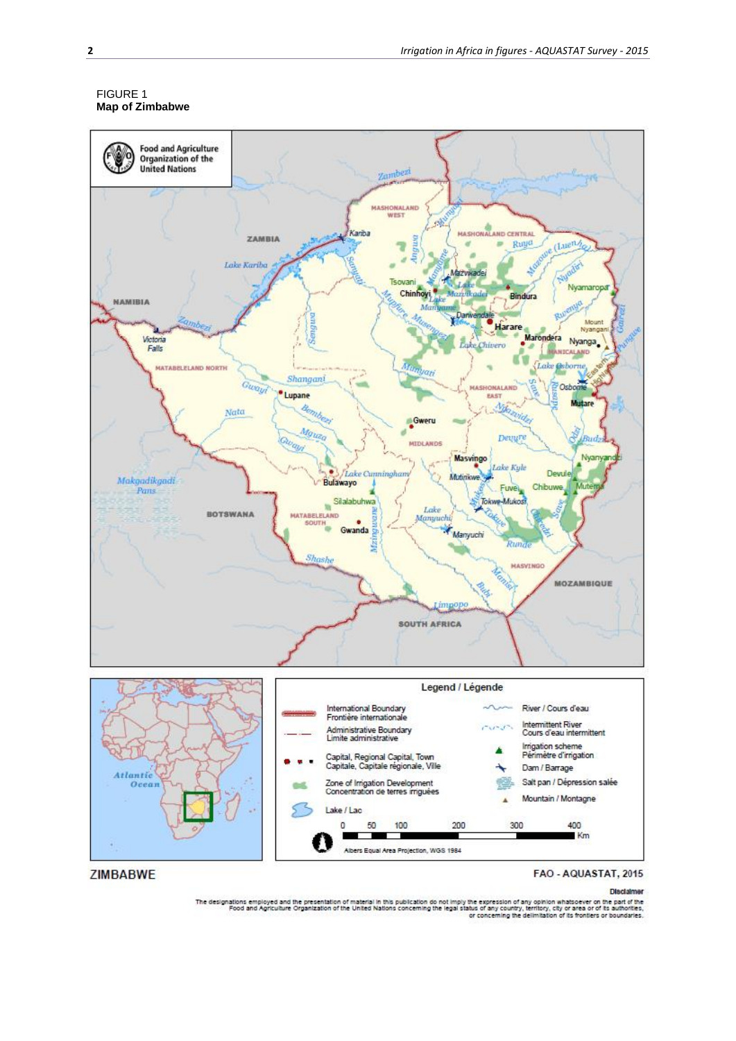FIGURE 1
**Map of Zimbabwe**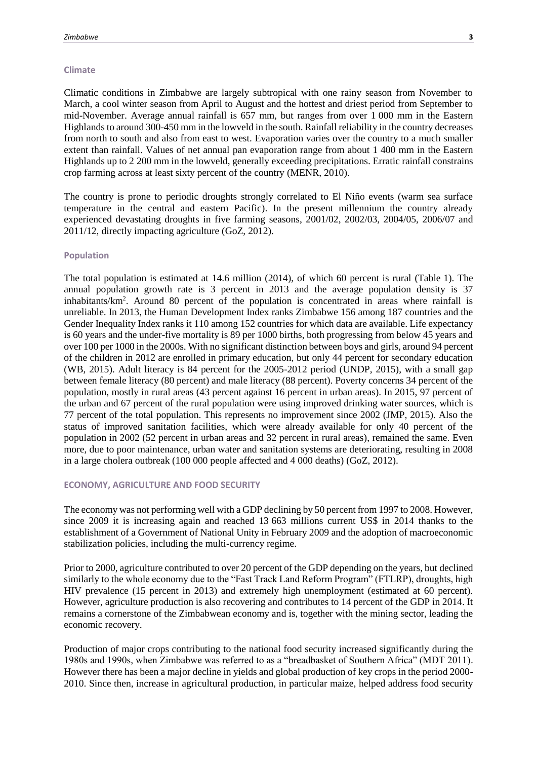### Climate

Climatic conditions in Zimbabwe are largely subtropical with one rainy season from November to March, a cool winter season from April to August and the hottest and driest period from September to mid-November. Average annual rainfall is 657 mm, but ranges from over 1 000 mm in the Eastern Highlands to around 300-450 mm in the lowveld in the south. Rainfall reliability in the country decreases from north to south and also from east to west. Evaporation varies over the country to a much smaller extent than rainfall. Values of net annual pan evaporation range from about 1 400 mm in the Eastern Highlands up to 2 200 mm in the lowveld, generally exceeding precipitations. Erratic rainfall constrains crop farming across at least sixty percent of the country (MENR, 2010).

The country is prone to periodic droughts strongly correlated to El Niño events (warm sea surface temperature in the central and eastern Pacific). In the present millennium the country already experienced devastating droughts in five farming seasons, 2001/02, 2002/03, 2004/05, 2006/07 and 2011/12, directly impacting agriculture (GoZ, 2012).

### Population

The total population is estimated at 14.6 million (2014), of which 60 percent is rural (Table 1). The annual population growth rate is 3 percent in 2013 and the average population density is 37 inhabitants/km$^2$. Around 80 percent of the population is concentrated in areas where rainfall is unreliable. In 2013, the Human Development Index ranks Zimbabwe 156 among 187 countries and the Gender Inequality Index ranks it 110 among 152 countries for which data are available. Life expectancy is 60 years and the under-five mortality is 89 per 1000 births, both progressing from below 45 years and over 100 per 1000 in the 2000s. With no significant distinction between boys and girls, around 94 percent of the children in 2012 are enrolled in primary education, but only 44 percent for secondary education (WB, 2015). Adult literacy is 84 percent for the 2005-2012 period (UNDP, 2015), with a small gap between female literacy (80 percent) and male literacy (88 percent). Poverty concerns 34 percent of the population, mostly in rural areas (43 percent against 16 percent in urban areas). In 2015, 97 percent of the urban and 67 percent of the rural population were using improved drinking water sources, which is 77 percent of the total population. This represents no improvement since 2002 (JMP, 2015). Also the status of improved sanitation facilities, which were already available for only 40 percent of the population in 2002 (52 percent in urban areas and 32 percent in rural areas), remained the same. Even more, due to poor maintenance, urban water and sanitation systems are deteriorating, resulting in 2008 in a large cholera outbreak (100 000 people affected and 4 000 deaths) (GoZ, 2012).

## ECONOMY, AGRICULTURE AND FOOD SECURITY

The economy was not performing well with a GDP declining by 50 percent from 1997 to 2008. However, since 2009 it is increasing again and reached 13 663 millions current US$ in 2014 thanks to the establishment of a Government of National Unity in February 2009 and the adoption of macroeconomic stabilization policies, including the multi-currency regime.

Prior to 2000, agriculture contributed to over 20 percent of the GDP depending on the years, but declined similarly to the whole economy due to the "Fast Track Land Reform Program" (FTLRP), droughts, high HIV prevalence (15 percent in 2013) and extremely high unemployment (estimated at 60 percent). However, agriculture production is also recovering and contributes to 14 percent of the GDP in 2014. It remains a cornerstone of the Zimbabwean economy and is, together with the mining sector, leading the economic recovery.

Production of major crops contributing to the national food security increased significantly during the 1980s and 1990s, when Zimbabwe was referred to as a "breadbasket of Southern Africa" (MDT 2011). However there has been a major decline in yields and global production of key crops in the period 2000-2010. Since then, increase in agricultural production, in particular maize, helped address food security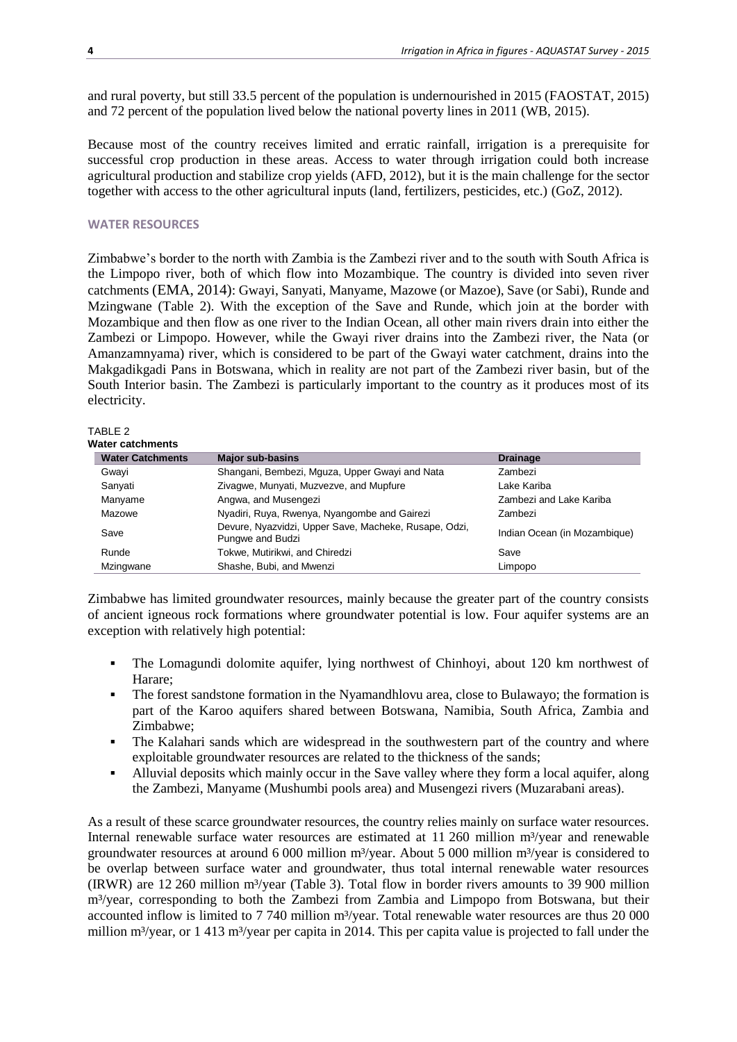and rural poverty, but still 33.5 percent of the population is undernourished in 2015 (FAOSTAT, 2015) and 72 percent of the population lived below the national poverty lines in 2011 (WB, 2015).

Because most of the country receives limited and erratic rainfall, irrigation is a prerequisite for successful crop production in these areas. Access to water through irrigation could both increase agricultural production and stabilize crop yields (AFD, 2012), but it is the main challenge for the sector together with access to the other agricultural inputs (land, fertilizers, pesticides, etc.) (GoZ, 2012).

## WATER RESOURCES

Zimbabwe's border to the north with Zambia is the Zambezi river and to the south with South Africa is the Limpopo river, both of which flow into Mozambique. The country is divided into seven river catchments (EMA, 2014): Gwayi, Sanyati, Manyame, Mazowe (or Mazoe), Save (or Sabi), Runde and Mzingwane (Table 2). With the exception of the Save and Runde, which join at the border with Mozambique and then flow as one river to the Indian Ocean, all other main rivers drain into either the Zambezi or Limpopo. However, while the Gwayi river drains into the Zambezi river, the Nata (or Amanzamnyama) river, which is considered to be part of the Gwayi water catchment, drains into the Makgadikgadi Pans in Botswana, which in reality are not part of the Zambezi river basin, but of the South Interior basin. The Zambezi is particularly important to the country as it produces most of its electricity.

TABLE 2
**Water catchments**

| Water Catchments | Major sub-basins | Drainage |
|---|---|---|
| Gwayi | Shangani, Bembezi, Mguza, Upper Gwayi and Nata | Zambezi |
| Sanyati | Zivagwe, Munyati, Muzvezve, and Mupfure | Lake Kariba |
| Manyame | Angwa, and Musengezi | Zambezi and Lake Kariba |
| Mazowe | Nyadiri, Ruya, Rwenya, Nyangombe and Gairezi | Zambezi |
| Save | Devure, Nyazvidzi, Upper Save, Macheke, Rusape, Odzi, Pungwe and Budzi | Indian Ocean (in Mozambique) |
| Runde | Tokwe, Mutirikwi, and Chiredzi | Save |
| Mzingwane | Shashe, Bubi, and Mwenzi | Limpopo |

Zimbabwe has limited groundwater resources, mainly because the greater part of the country consists of ancient igneous rock formations where groundwater potential is low. Four aquifer systems are an exception with relatively high potential:

- The Lomagundi dolomite aquifer, lying northwest of Chinhoyi, about 120 km northwest of Harare;
- The forest sandstone formation in the Nyamandhlovu area, close to Bulawayo; the formation is part of the Karoo aquifers shared between Botswana, Namibia, South Africa, Zambia and Zimbabwe;
- The Kalahari sands which are widespread in the southwestern part of the country and where exploitable groundwater resources are related to the thickness of the sands;
- Alluvial deposits which mainly occur in the Save valley where they form a local aquifer, along the Zambezi, Manyame (Mushumbi pools area) and Musengezi rivers (Muzarabani areas).

As a result of these scarce groundwater resources, the country relies mainly on surface water resources. Internal renewable surface water resources are estimated at 11 260 million m³/year and renewable groundwater resources at around 6 000 million m³/year. About 5 000 million m³/year is considered to be overlap between surface water and groundwater, thus total internal renewable water resources (IRWR) are 12 260 million m³/year (Table 3). Total flow in border rivers amounts to 39 900 million m³/year, corresponding to both the Zambezi from Zambia and Limpopo from Botswana, but their accounted inflow is limited to 7 740 million m³/year. Total renewable water resources are thus 20 000 million m³/year, or 1 413 m³/year per capita in 2014. This per capita value is projected to fall under the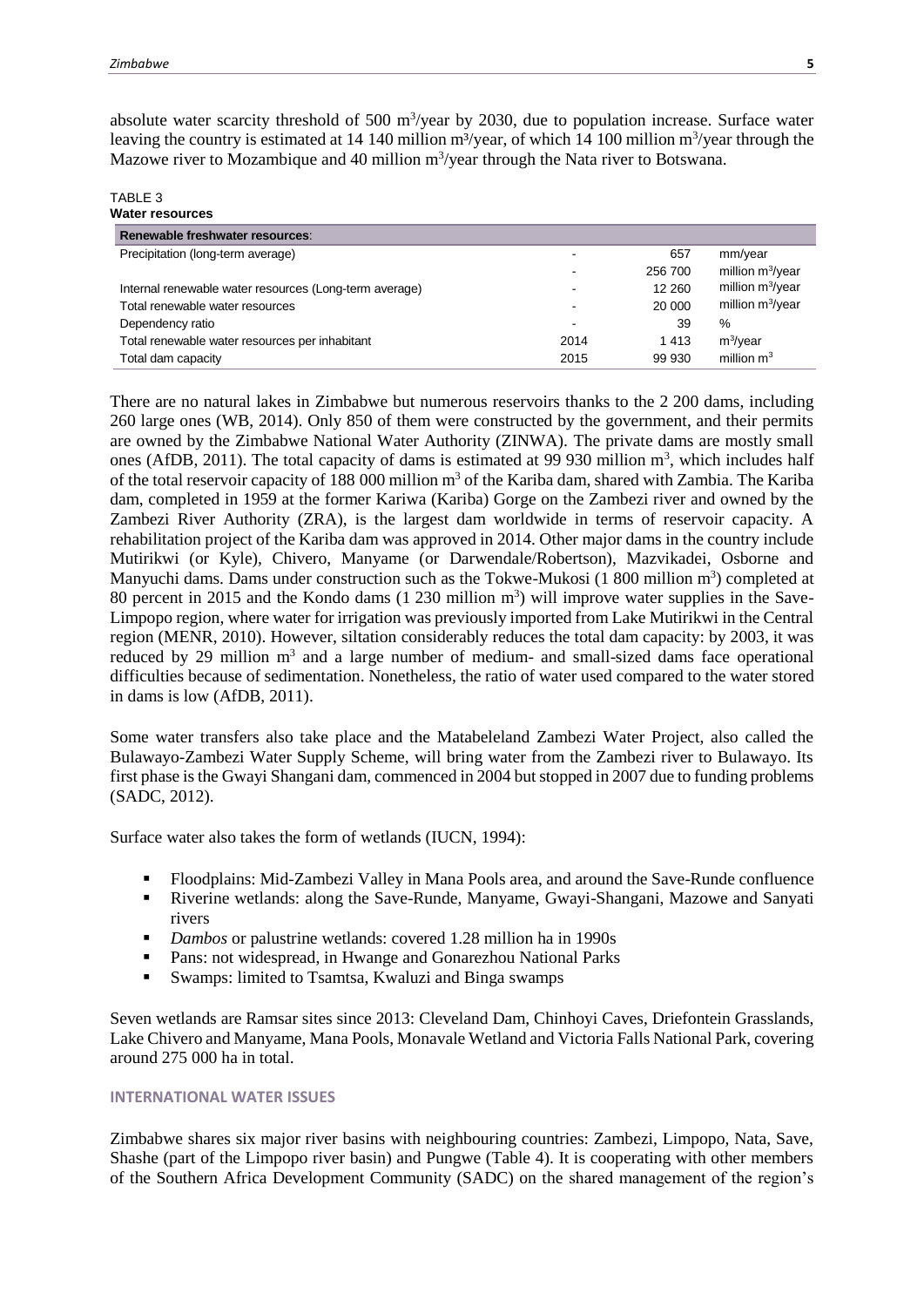absolute water scarcity threshold of 500 $m^3$/year by 2030, due to population increase. Surface water leaving the country is estimated at 14 140 million $m^3$/year, of which 14 100 million $m^3$/year through the Mazowe river to Mozambique and 40 million $m^3$/year through the Nata river to Botswana.

TABLE 3
**Water resources**

| **Renewable freshwater resources**: | | | |
|---|---|---|---|
| Precipitation (long-term average) | - | 657 | mm/year |
| | - | 256 700 | million $m^3$/year |
| Internal renewable water resources (Long-term average) | - | 12 260 | million $m^3$/year |
| Total renewable water resources | - | 20 000 | million $m^3$/year |
| Dependency ratio | - | 39 | % |
| Total renewable water resources per inhabitant | 2014 | 1 413 | $m^3$/year |
| Total dam capacity | 2015 | 99 930 | million $m^3$ |

There are no natural lakes in Zimbabwe but numerous reservoirs thanks to the 2 200 dams, including 260 large ones (WB, 2014). Only 850 of them were constructed by the government, and their permits are owned by the Zimbabwe National Water Authority (ZINWA). The private dams are mostly small ones (AfDB, 2011). The total capacity of dams is estimated at 99 930 million $m^3$, which includes half of the total reservoir capacity of 188 000 million $m^3$ of the Kariba dam, shared with Zambia. The Kariba dam, completed in 1959 at the former Kariwa (Kariba) Gorge on the Zambezi river and owned by the Zambezi River Authority (ZRA), is the largest dam worldwide in terms of reservoir capacity. A rehabilitation project of the Kariba dam was approved in 2014. Other major dams in the country include Mutirikwi (or Kyle), Chivero, Manyame (or Darwendale/Robertson), Mazvikadei, Osborne and Manyuchi dams. Dams under construction such as the Tokwe-Mukosi (1 800 million $m^3$) completed at 80 percent in 2015 and the Kondo dams (1 230 million $m^3$) will improve water supplies in the Save-Limpopo region, where water for irrigation was previously imported from Lake Mutirikwi in the Central region (MENR, 2010). However, siltation considerably reduces the total dam capacity: by 2003, it was reduced by 29 million $m^3$ and a large number of medium- and small-sized dams face operational difficulties because of sedimentation. Nonetheless, the ratio of water used compared to the water stored in dams is low (AfDB, 2011).

Some water transfers also take place and the Matabeleland Zambezi Water Project, also called the Bulawayo-Zambezi Water Supply Scheme, will bring water from the Zambezi river to Bulawayo. Its first phase is the Gwayi Shangani dam, commenced in 2004 but stopped in 2007 due to funding problems (SADC, 2012).

Surface water also takes the form of wetlands (IUCN, 1994):

- Floodplains: Mid-Zambezi Valley in Mana Pools area, and around the Save-Runde confluence
- Riverine wetlands: along the Save-Runde, Manyame, Gwayi-Shangani, Mazowe and Sanyati rivers
- *Dambos* or palustrine wetlands: covered 1.28 million ha in 1990s
- Pans: not widespread, in Hwange and Gonarezhou National Parks
- Swamps: limited to Tsamtsa, Kwaluzi and Binga swamps

Seven wetlands are Ramsar sites since 2013: Cleveland Dam, Chinhoyi Caves, Driefontein Grasslands, Lake Chivero and Manyame, Mana Pools, Monavale Wetland and Victoria Falls National Park, covering around 275 000 ha in total.

#### INTERNATIONAL WATER ISSUES

Zimbabwe shares six major river basins with neighbouring countries: Zambezi, Limpopo, Nata, Save, Shashe (part of the Limpopo river basin) and Pungwe (Table 4). It is cooperating with other members of the Southern Africa Development Community (SADC) on the shared management of the region's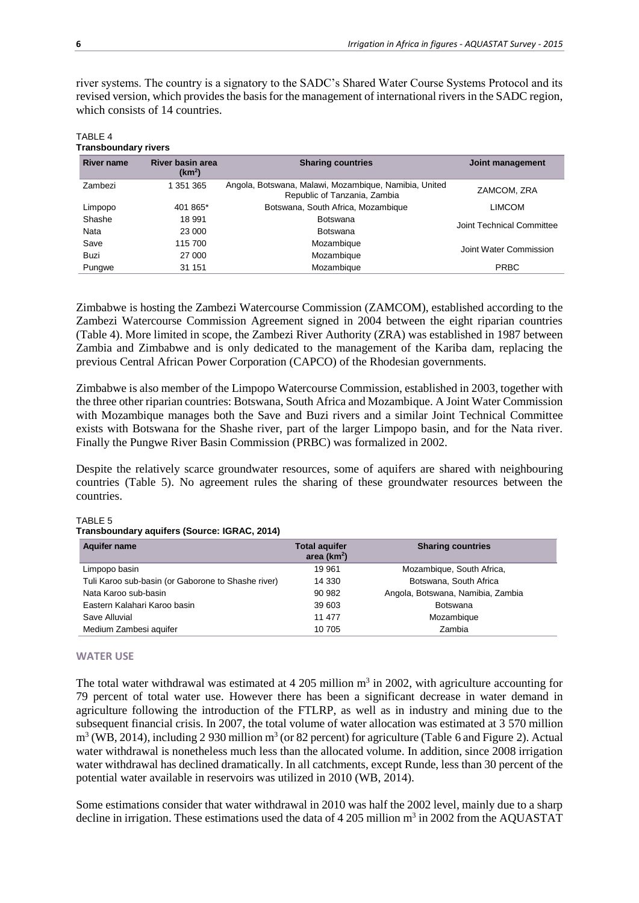river systems. The country is a signatory to the SADC's Shared Water Course Systems Protocol and its revised version, which provides the basis for the management of international rivers in the SADC region, which consists of 14 countries.

TABLE 4
**Transboundary rivers**

| River name | River basin area ($km^2$) | Sharing countries | Joint management |
|---|---|---|---|
| Zambezi | 1 351 365 | Angola, Botswana, Malawi, Mozambique, Namibia, United Republic of Tanzania, Zambia | ZAMCOM, ZRA |
| Limpopo | 401 865* | Botswana, South Africa, Mozambique | LIMCOM |
| Shashe | 18 991 | Botswana | Joint Technical Committee |
| Nata | 23 000 | Botswana | |
| Save | 115 700 | Mozambique | Joint Water Commission |
| Buzi | 27 000 | Mozambique | |
| Pungwe | 31 151 | Mozambique | PRBC |

Zimbabwe is hosting the Zambezi Watercourse Commission (ZAMCOM), established according to the Zambezi Watercourse Commission Agreement signed in 2004 between the eight riparian countries (Table 4). More limited in scope, the Zambezi River Authority (ZRA) was established in 1987 between Zambia and Zimbabwe and is only dedicated to the management of the Kariba dam, replacing the previous Central African Power Corporation (CAPCO) of the Rhodesian governments.

Zimbabwe is also member of the Limpopo Watercourse Commission, established in 2003, together with the three other riparian countries: Botswana, South Africa and Mozambique. A Joint Water Commission with Mozambique manages both the Save and Buzi rivers and a similar Joint Technical Committee exists with Botswana for the Shashe river, part of the larger Limpopo basin, and for the Nata river. Finally the Pungwe River Basin Commission (PRBC) was formalized in 2002.

Despite the relatively scarce groundwater resources, some of aquifers are shared with neighbouring countries (Table 5). No agreement rules the sharing of these groundwater resources between the countries.

TABLE 5
**Transboundary aquifers (Source: IGRAC, 2014)**

| Aquifer name | Total aquifer area ($km^2$) | Sharing countries |
|---|---|---|
| Limpopo basin | 19 961 | Mozambique, South Africa, |
| Tuli Karoo sub-basin (or Gaborone to Shashe river) | 14 330 | Botswana, South Africa |
| Nata Karoo sub-basin | 90 982 | Angola, Botswana, Namibia, Zambia |
| Eastern Kalahari Karoo basin | 39 603 | Botswana |
| Save Alluvial | 11 477 | Mozambique |
| Medium Zambesi aquifer | 10 705 | Zambia |

## WATER USE

The total water withdrawal was estimated at 4 205 million $m^3$ in 2002, with agriculture accounting for 79 percent of total water use. However there has been a significant decrease in water demand in agriculture following the introduction of the FTLRP, as well as in industry and mining due to the subsequent financial crisis. In 2007, the total volume of water allocation was estimated at 3 570 million $m^3$ (WB, 2014), including 2 930 million $m^3$ (or 82 percent) for agriculture (Table 6 and Figure 2). Actual water withdrawal is nonetheless much less than the allocated volume. In addition, since 2008 irrigation water withdrawal has declined dramatically. In all catchments, except Runde, less than 30 percent of the potential water available in reservoirs was utilized in 2010 (WB, 2014).

Some estimations consider that water withdrawal in 2010 was half the 2002 level, mainly due to a sharp decline in irrigation. These estimations used the data of 4 205 million $m^3$ in 2002 from the AQUASTAT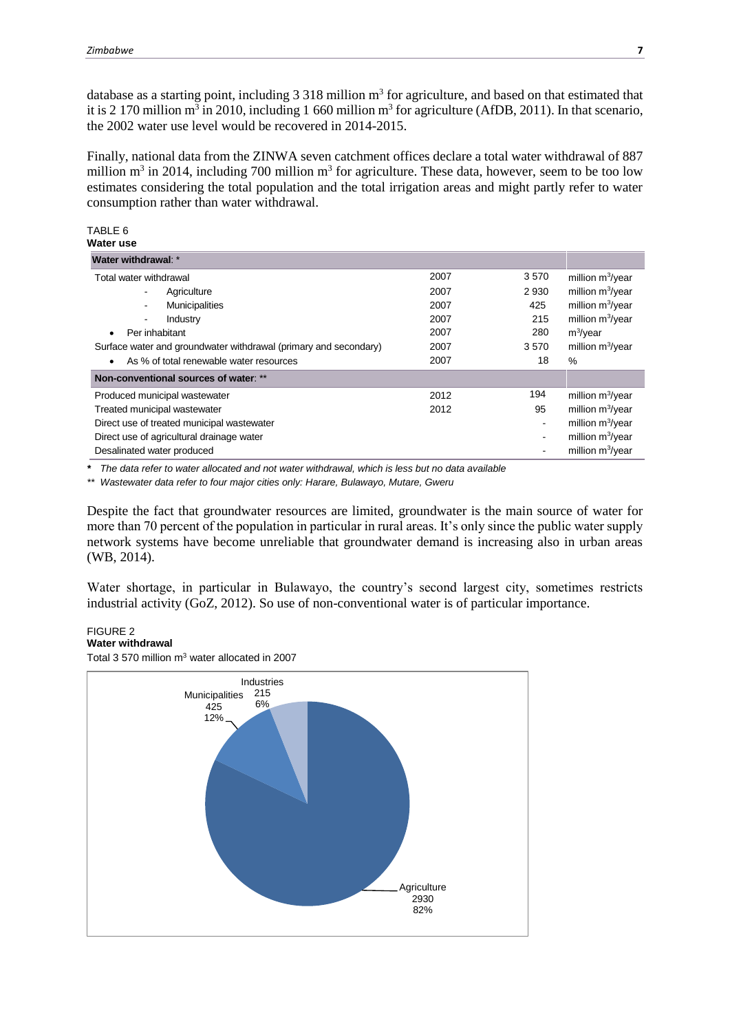database as a starting point, including 3 318 million m$^3$ for agriculture, and based on that estimated that it is 2 170 million m$^3$ in 2010, including 1 660 million m$^3$ for agriculture (AfDB, 2011). In that scenario, the 2002 water use level would be recovered in 2014-2015.

Finally, national data from the ZINWA seven catchment offices declare a total water withdrawal of 887 million m$^3$ in 2014, including 700 million m$^3$ for agriculture. These data, however, seem to be too low estimates considering the total population and the total irrigation areas and might partly refer to water consumption rather than water withdrawal.

TABLE 6
**Water use**

| **Water withdrawal**: * | | | |
|---|---|---|---|
| Total water withdrawal | 2007 | 3 570 | million m$^3$/year |
| - Agriculture | 2007 | 2 930 | million m$^3$/year |
| - Municipalities | 2007 | 425 | million m$^3$/year |
| - Industry | 2007 | 215 | million m$^3$/year |
| • Per inhabitant | 2007 | 280 | m$^3$/year |
| Surface water and groundwater withdrawal (primary and secondary) | 2007 | 3 570 | million m$^3$/year |
| • As % of total renewable water resources | 2007 | 18 | % |
| **Non-conventional sources of water**: ** | | | |
| Produced municipal wastewater | 2012 | 194 | million m$^3$/year |
| Treated municipal wastewater | 2012 | 95 | million m$^3$/year |
| Direct use of treated municipal wastewater | | - | million m$^3$/year |
| Direct use of agricultural drainage water | | - | million m$^3$/year |
| Desalinated water produced | | - | million m$^3$/year |

*\* The data refer to water allocated and not water withdrawal, which is less but no data available*

*\*\* Wastewater data refer to four major cities only: Harare, Bulawayo, Mutare, Gweru*

Despite the fact that groundwater resources are limited, groundwater is the main source of water for more than 70 percent of the population in particular in rural areas. It's only since the public water supply network systems have become unreliable that groundwater demand is increasing also in urban areas (WB, 2014).

Water shortage, in particular in Bulawayo, the country's second largest city, sometimes restricts industrial activity (GoZ, 2012). So use of non-conventional water is of particular importance.

FIGURE 2
**Water withdrawal**
Total 3 570 million m$^3$ water allocated in 2007

| Sector | million m$^3$ | % |
|---|---|---|
| Agriculture | 2930 | 82% |
| Municipalities | 425 | 12% |
| Industries | 215 | 6% |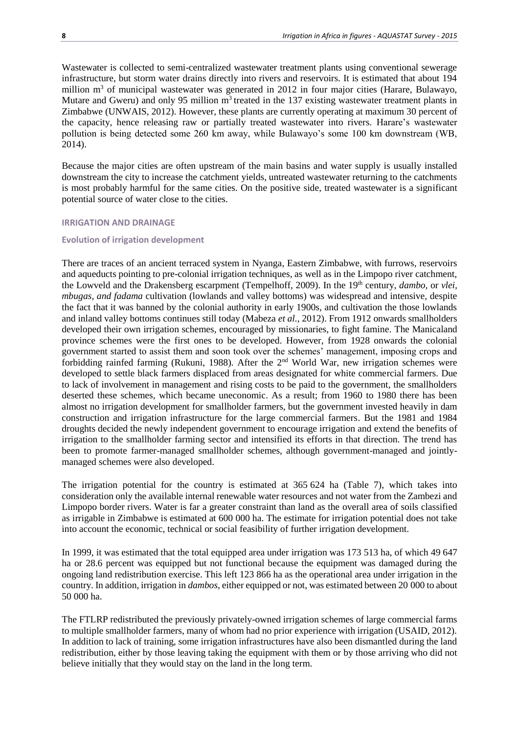Wastewater is collected to semi-centralized wastewater treatment plants using conventional sewerage infrastructure, but storm water drains directly into rivers and reservoirs. It is estimated that about 194 million $m^3$ of municipal wastewater was generated in 2012 in four major cities (Harare, Bulawayo, Mutare and Gweru) and only 95 million $m^3$ treated in the 137 existing wastewater treatment plants in Zimbabwe (UNWAIS, 2012). However, these plants are currently operating at maximum 30 percent of the capacity, hence releasing raw or partially treated wastewater into rivers. Harare's wastewater pollution is being detected some 260 km away, while Bulawayo's some 100 km downstream (WB, 2014).

Because the major cities are often upstream of the main basins and water supply is usually installed downstream the city to increase the catchment yields, untreated wastewater returning to the catchments is most probably harmful for the same cities. On the positive side, treated wastewater is a significant potential source of water close to the cities.

## IRRIGATION AND DRAINAGE

### Evolution of irrigation development

There are traces of an ancient terraced system in Nyanga, Eastern Zimbabwe, with furrows, reservoirs and aqueducts pointing to pre-colonial irrigation techniques, as well as in the Limpopo river catchment, the Lowveld and the Drakensberg escarpment (Tempelhoff, 2009). In the 19th century, *dambo,* or *vlei, mbugas, and fadama* cultivation (lowlands and valley bottoms) was widespread and intensive, despite the fact that it was banned by the colonial authority in early 1900s, and cultivation the those lowlands and inland valley bottoms continues still today (Mabeza *et al.*, 2012). From 1912 onwards smallholders developed their own irrigation schemes, encouraged by missionaries, to fight famine. The Manicaland province schemes were the first ones to be developed. However, from 1928 onwards the colonial government started to assist them and soon took over the schemes' management, imposing crops and forbidding rainfed farming (Rukuni, 1988). After the 2nd World War, new irrigation schemes were developed to settle black farmers displaced from areas designated for white commercial farmers. Due to lack of involvement in management and rising costs to be paid to the government, the smallholders deserted these schemes, which became uneconomic. As a result; from 1960 to 1980 there has been almost no irrigation development for smallholder farmers, but the government invested heavily in dam construction and irrigation infrastructure for the large commercial farmers. But the 1981 and 1984 droughts decided the newly independent government to encourage irrigation and extend the benefits of irrigation to the smallholder farming sector and intensified its efforts in that direction. The trend has been to promote farmer-managed smallholder schemes, although government-managed and jointly-managed schemes were also developed.

The irrigation potential for the country is estimated at 365 624 ha (Table 7), which takes into consideration only the available internal renewable water resources and not water from the Zambezi and Limpopo border rivers. Water is far a greater constraint than land as the overall area of soils classified as irrigable in Zimbabwe is estimated at 600 000 ha. The estimate for irrigation potential does not take into account the economic, technical or social feasibility of further irrigation development.

In 1999, it was estimated that the total equipped area under irrigation was 173 513 ha, of which 49 647 ha or 28.6 percent was equipped but not functional because the equipment was damaged during the ongoing land redistribution exercise. This left 123 866 ha as the operational area under irrigation in the country. In addition, irrigation in *dambos*, either equipped or not, was estimated between 20 000 to about 50 000 ha.

The FTLRP redistributed the previously privately-owned irrigation schemes of large commercial farms to multiple smallholder farmers, many of whom had no prior experience with irrigation (USAID, 2012). In addition to lack of training, some irrigation infrastructures have also been dismantled during the land redistribution, either by those leaving taking the equipment with them or by those arriving who did not believe initially that they would stay on the land in the long term.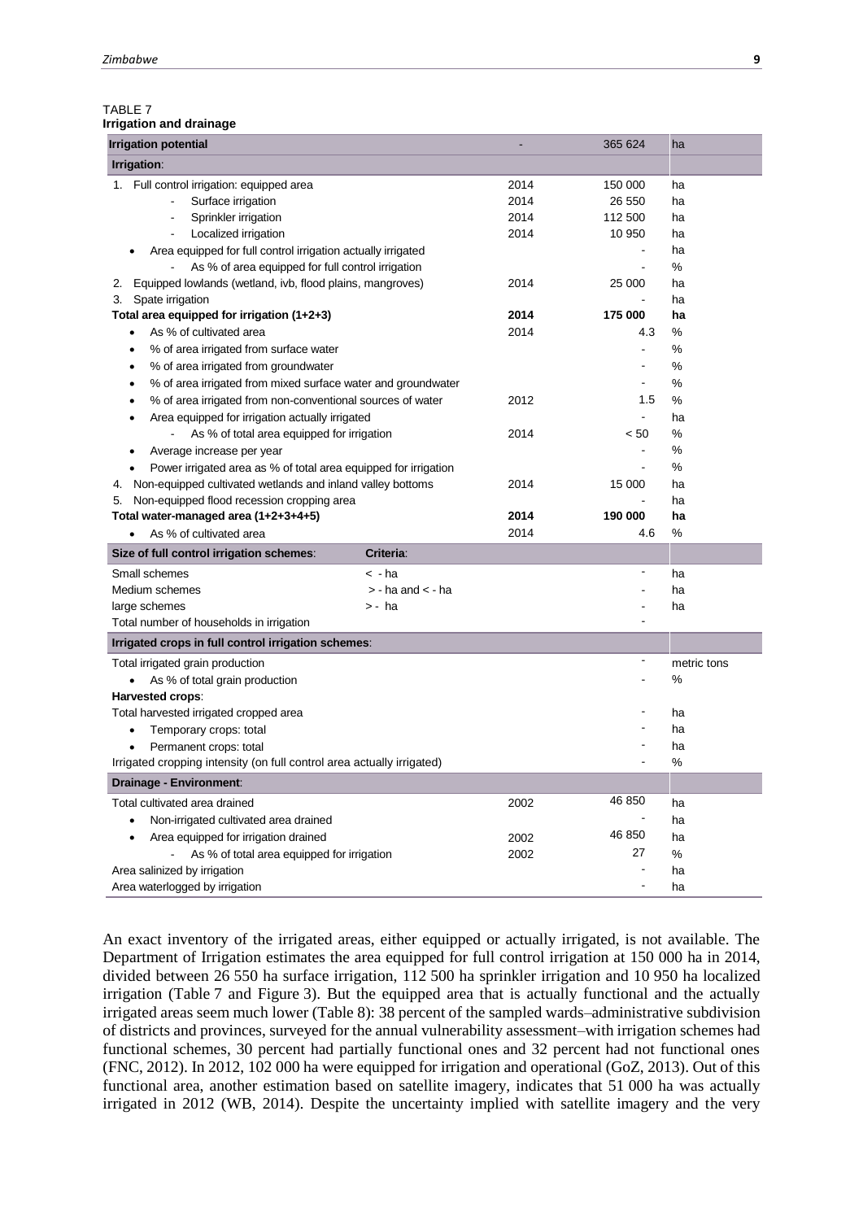TABLE 7
**Irrigation and drainage**

| **Irrigation potential** | | - | 365 624 | ha |
|---|---|---|---|---|
| **Irrigation**: | | | | |
| 1. Full control irrigation: equipped area | | 2014 | 150 000 | ha |
| - Surface irrigation | | 2014 | 26 550 | ha |
| - Sprinkler irrigation | | 2014 | 112 500 | ha |
| - Localized irrigation | | 2014 | 10 950 | ha |
| • Area equipped for full control irrigation actually irrigated | | | - | ha |
| - As % of area equipped for full control irrigation | | | - | % |
| 2. Equipped lowlands (wetland, ivb, flood plains, mangroves) | | 2014 | 25 000 | ha |
| 3. Spate irrigation | | | - | ha |
| **Total area equipped for irrigation (1+2+3)** | | **2014** | **175 000** | **ha** |
| • As % of cultivated area | | 2014 | 4.3 | % |
| • % of area irrigated from surface water | | | - | % |
| • % of area irrigated from groundwater | | | - | % |
| • % of area irrigated from mixed surface water and groundwater | | | - | % |
| • % of area irrigated from non-conventional sources of water | | 2012 | 1.5 | % |
| • Area equipped for irrigation actually irrigated | | | - | ha |
| - As % of total area equipped for irrigation | | 2014 | < 50 | % |
| • Average increase per year | | | - | % |
| • Power irrigated area as % of total area equipped for irrigation | | | - | % |
| 4. Non-equipped cultivated wetlands and inland valley bottoms | | 2014 | 15 000 | ha |
| 5. Non-equipped flood recession cropping area | | | - | ha |
| **Total water-managed area (1+2+3+4+5)** | | **2014** | **190 000** | **ha** |
| • As % of cultivated area | | 2014 | 4.6 | % |
| **Size of full control irrigation schemes**: | **Criteria**: | | | |
| Small schemes | < - ha | | - | ha |
| Medium schemes | > - ha and < - ha | | - | ha |
| large schemes | > - ha | | - | ha |
| Total number of households in irrigation | | | - | |
| **Irrigated crops in full control irrigation schemes**: | | | | |
| Total irrigated grain production | | | - | metric tons |
| • As % of total grain production | | | - | % |
| **Harvested crops**: | | | | |
| Total harvested irrigated cropped area | | | - | ha |
| • Temporary crops: total | | | - | ha |
| • Permanent crops: total | | | - | ha |
| Irrigated cropping intensity (on full control area actually irrigated) | | | - | % |
| **Drainage - Environment**: | | | | |
| Total cultivated area drained | | 2002 | 46 850 | ha |
| • Non-irrigated cultivated area drained | | | - | ha |
| • Area equipped for irrigation drained | | 2002 | 46 850 | ha |
| - As % of total area equipped for irrigation | | 2002 | 27 | % |
| Area salinized by irrigation | | | - | ha |
| Area waterlogged by irrigation | | | - | ha |

An exact inventory of the irrigated areas, either equipped or actually irrigated, is not available. The Department of Irrigation estimates the area equipped for full control irrigation at 150 000 ha in 2014, divided between 26 550 ha surface irrigation, 112 500 ha sprinkler irrigation and 10 950 ha localized irrigation (Table 7 and Figure 3). But the equipped area that is actually functional and the actually irrigated areas seem much lower (Table 8): 38 percent of the sampled wards–administrative subdivision of districts and provinces, surveyed for the annual vulnerability assessment–with irrigation schemes had functional schemes, 30 percent had partially functional ones and 32 percent had not functional ones (FNC, 2012). In 2012, 102 000 ha were equipped for irrigation and operational (GoZ, 2013). Out of this functional area, another estimation based on satellite imagery, indicates that 51 000 ha was actually irrigated in 2012 (WB, 2014). Despite the uncertainty implied with satellite imagery and the very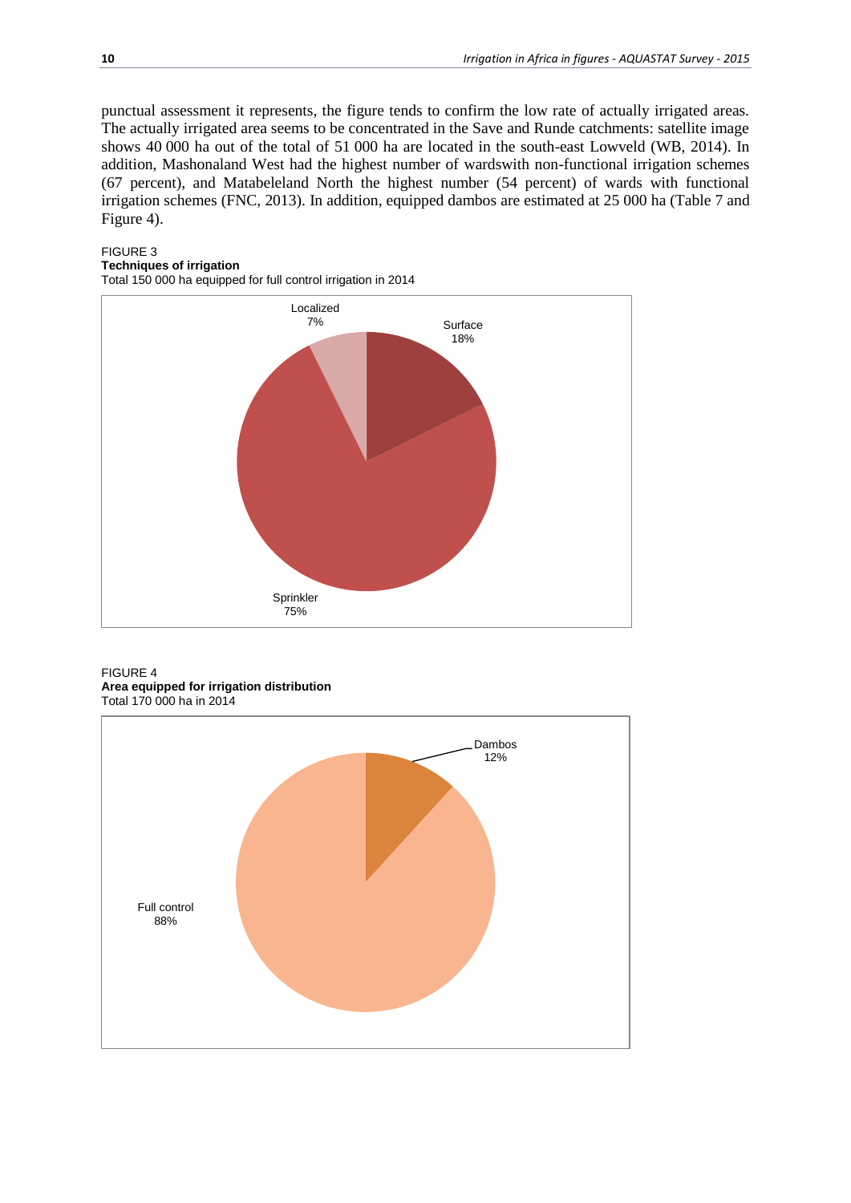punctual assessment it represents, the figure tends to confirm the low rate of actually irrigated areas. The actually irrigated area seems to be concentrated in the Save and Runde catchments: satellite image shows 40 000 ha out of the total of 51 000 ha are located in the south-east Lowveld (WB, 2014). In addition, Mashonaland West had the highest number of wardswith non-functional irrigation schemes (67 percent), and Matabeleland North the highest number (54 percent) of wards with functional irrigation schemes (FNC, 2013). In addition, equipped dambos are estimated at 25 000 ha (Table 7 and Figure 4).

FIGURE 3
**Techniques of irrigation**
Total 150 000 ha equipped for full control irrigation in 2014

Localized 7%
Surface 18%
Sprinkler 75%

FIGURE 4
**Area equipped for irrigation distribution**
Total 170 000 ha in 2014

Dambos 12%
Full control 88%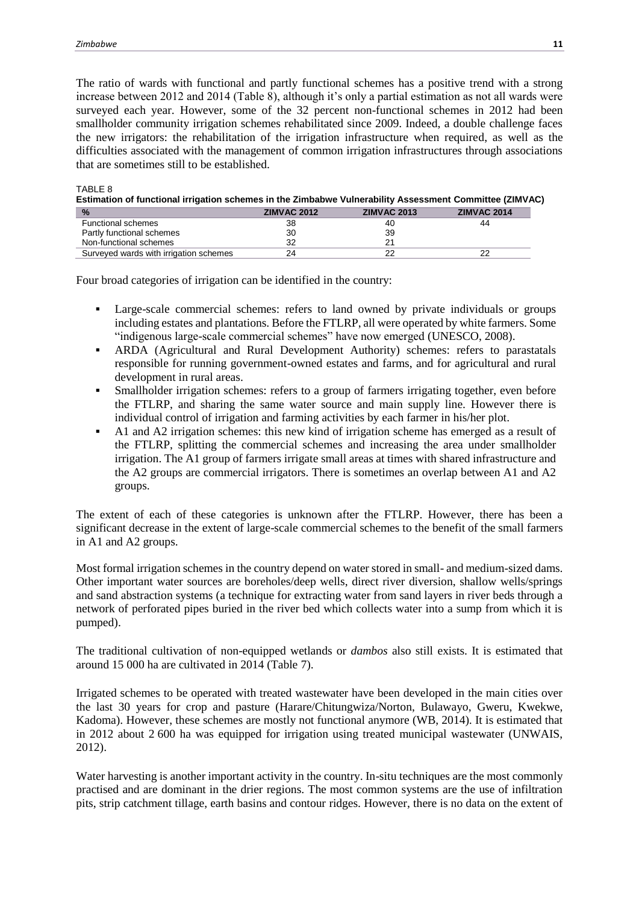The ratio of wards with functional and partly functional schemes has a positive trend with a strong increase between 2012 and 2014 (Table 8), although it's only a partial estimation as not all wards were surveyed each year. However, some of the 32 percent non-functional schemes in 2012 had been smallholder community irrigation schemes rehabilitated since 2009. Indeed, a double challenge faces the new irrigators: the rehabilitation of the irrigation infrastructure when required, as well as the difficulties associated with the management of common irrigation infrastructures through associations that are sometimes still to be established.

TABLE 8
**Estimation of functional irrigation schemes in the Zimbabwe Vulnerability Assessment Committee (ZIMVAC)**

| % | ZIMVAC 2012 | ZIMVAC 2013 | ZIMVAC 2014 |
|---|---|---|---|
| Functional schemes | 38 | 40 | 44 |
| Partly functional schemes | 30 | 39 | |
| Non-functional schemes | 32 | 21 | |
| Surveyed wards with irrigation schemes | 24 | 22 | 22 |

Four broad categories of irrigation can be identified in the country:

- Large-scale commercial schemes: refers to land owned by private individuals or groups including estates and plantations. Before the FTLRP, all were operated by white farmers. Some "indigenous large-scale commercial schemes" have now emerged (UNESCO, 2008).
- ARDA (Agricultural and Rural Development Authority) schemes: refers to parastatals responsible for running government-owned estates and farms, and for agricultural and rural development in rural areas.
- Smallholder irrigation schemes: refers to a group of farmers irrigating together, even before the FTLRP, and sharing the same water source and main supply line. However there is individual control of irrigation and farming activities by each farmer in his/her plot.
- A1 and A2 irrigation schemes: this new kind of irrigation scheme has emerged as a result of the FTLRP, splitting the commercial schemes and increasing the area under smallholder irrigation. The A1 group of farmers irrigate small areas at times with shared infrastructure and the A2 groups are commercial irrigators. There is sometimes an overlap between A1 and A2 groups.

The extent of each of these categories is unknown after the FTLRP. However, there has been a significant decrease in the extent of large-scale commercial schemes to the benefit of the small farmers in A1 and A2 groups.

Most formal irrigation schemes in the country depend on water stored in small- and medium-sized dams. Other important water sources are boreholes/deep wells, direct river diversion, shallow wells/springs and sand abstraction systems (a technique for extracting water from sand layers in river beds through a network of perforated pipes buried in the river bed which collects water into a sump from which it is pumped).

The traditional cultivation of non-equipped wetlands or *dambos* also still exists. It is estimated that around 15 000 ha are cultivated in 2014 (Table 7).

Irrigated schemes to be operated with treated wastewater have been developed in the main cities over the last 30 years for crop and pasture (Harare/Chitungwiza/Norton, Bulawayo, Gweru, Kwekwe, Kadoma). However, these schemes are mostly not functional anymore (WB, 2014). It is estimated that in 2012 about 2 600 ha was equipped for irrigation using treated municipal wastewater (UNWAIS, 2012).

Water harvesting is another important activity in the country. In-situ techniques are the most commonly practised and are dominant in the drier regions. The most common systems are the use of infiltration pits, strip catchment tillage, earth basins and contour ridges. However, there is no data on the extent of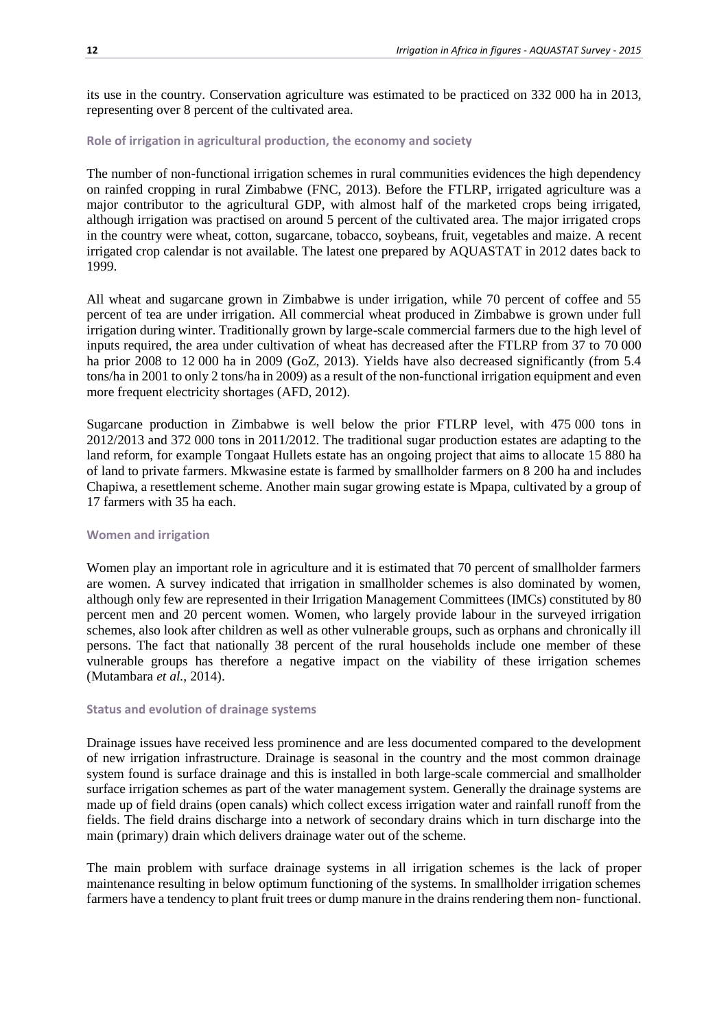its use in the country. Conservation agriculture was estimated to be practiced on 332 000 ha in 2013, representing over 8 percent of the cultivated area.

### Role of irrigation in agricultural production, the economy and society

The number of non-functional irrigation schemes in rural communities evidences the high dependency on rainfed cropping in rural Zimbabwe (FNC, 2013). Before the FTLRP, irrigated agriculture was a major contributor to the agricultural GDP, with almost half of the marketed crops being irrigated, although irrigation was practised on around 5 percent of the cultivated area. The major irrigated crops in the country were wheat, cotton, sugarcane, tobacco, soybeans, fruit, vegetables and maize. A recent irrigated crop calendar is not available. The latest one prepared by AQUASTAT in 2012 dates back to 1999.

All wheat and sugarcane grown in Zimbabwe is under irrigation, while 70 percent of coffee and 55 percent of tea are under irrigation. All commercial wheat produced in Zimbabwe is grown under full irrigation during winter. Traditionally grown by large-scale commercial farmers due to the high level of inputs required, the area under cultivation of wheat has decreased after the FTLRP from 37 to 70 000 ha prior 2008 to 12 000 ha in 2009 (GoZ, 2013). Yields have also decreased significantly (from 5.4 tons/ha in 2001 to only 2 tons/ha in 2009) as a result of the non-functional irrigation equipment and even more frequent electricity shortages (AFD, 2012).

Sugarcane production in Zimbabwe is well below the prior FTLRP level, with 475 000 tons in 2012/2013 and 372 000 tons in 2011/2012. The traditional sugar production estates are adapting to the land reform, for example Tongaat Hullets estate has an ongoing project that aims to allocate 15 880 ha of land to private farmers. Mkwasine estate is farmed by smallholder farmers on 8 200 ha and includes Chapiwa, a resettlement scheme. Another main sugar growing estate is Mpapa, cultivated by a group of 17 farmers with 35 ha each.

### Women and irrigation

Women play an important role in agriculture and it is estimated that 70 percent of smallholder farmers are women. A survey indicated that irrigation in smallholder schemes is also dominated by women, although only few are represented in their Irrigation Management Committees (IMCs) constituted by 80 percent men and 20 percent women. Women, who largely provide labour in the surveyed irrigation schemes, also look after children as well as other vulnerable groups, such as orphans and chronically ill persons. The fact that nationally 38 percent of the rural households include one member of these vulnerable groups has therefore a negative impact on the viability of these irrigation schemes (Mutambara *et al.*, 2014).

### Status and evolution of drainage systems

Drainage issues have received less prominence and are less documented compared to the development of new irrigation infrastructure. Drainage is seasonal in the country and the most common drainage system found is surface drainage and this is installed in both large-scale commercial and smallholder surface irrigation schemes as part of the water management system. Generally the drainage systems are made up of field drains (open canals) which collect excess irrigation water and rainfall runoff from the fields. The field drains discharge into a network of secondary drains which in turn discharge into the main (primary) drain which delivers drainage water out of the scheme.

The main problem with surface drainage systems in all irrigation schemes is the lack of proper maintenance resulting in below optimum functioning of the systems. In smallholder irrigation schemes farmers have a tendency to plant fruit trees or dump manure in the drains rendering them non- functional.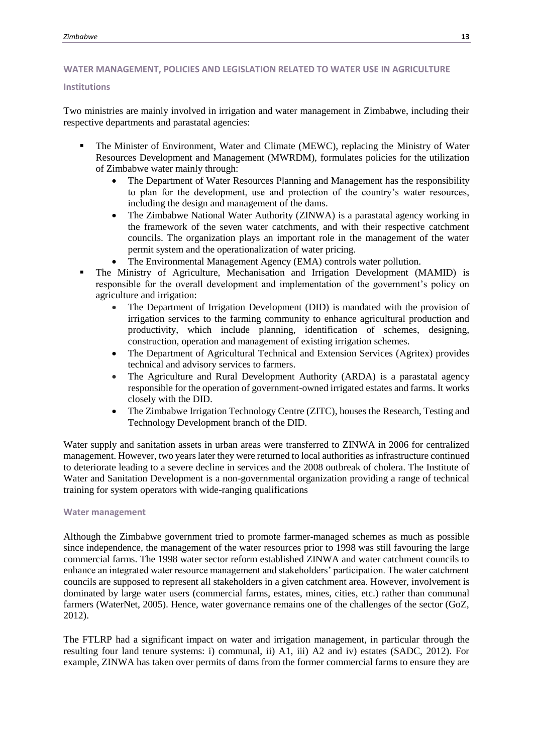## WATER MANAGEMENT, POLICIES AND LEGISLATION RELATED TO WATER USE IN AGRICULTURE

### Institutions

Two ministries are mainly involved in irrigation and water management in Zimbabwe, including their respective departments and parastatal agencies:

- The Minister of Environment, Water and Climate (MEWC), replacing the Ministry of Water Resources Development and Management (MWRDM), formulates policies for the utilization of Zimbabwe water mainly through:
    - The Department of Water Resources Planning and Management has the responsibility to plan for the development, use and protection of the country's water resources, including the design and management of the dams.
    - The Zimbabwe National Water Authority (ZINWA) is a parastatal agency working in the framework of the seven water catchments, and with their respective catchment councils. The organization plays an important role in the management of the water permit system and the operationalization of water pricing.
    - The Environmental Management Agency (EMA) controls water pollution.
- The Ministry of Agriculture, Mechanisation and Irrigation Development (MAMID) is responsible for the overall development and implementation of the government's policy on agriculture and irrigation:
    - The Department of Irrigation Development (DID) is mandated with the provision of irrigation services to the farming community to enhance agricultural production and productivity, which include planning, identification of schemes, designing, construction, operation and management of existing irrigation schemes.
    - The Department of Agricultural Technical and Extension Services (Agritex) provides technical and advisory services to farmers.
    - The Agriculture and Rural Development Authority (ARDA) is a parastatal agency responsible for the operation of government-owned irrigated estates and farms. It works closely with the DID.
    - The Zimbabwe Irrigation Technology Centre (ZITC), houses the Research, Testing and Technology Development branch of the DID.

Water supply and sanitation assets in urban areas were transferred to ZINWA in 2006 for centralized management. However, two years later they were returned to local authorities as infrastructure continued to deteriorate leading to a severe decline in services and the 2008 outbreak of cholera. The Institute of Water and Sanitation Development is a non-governmental organization providing a range of technical training for system operators with wide-ranging qualifications

### Water management

Although the Zimbabwe government tried to promote farmer-managed schemes as much as possible since independence, the management of the water resources prior to 1998 was still favouring the large commercial farms. The 1998 water sector reform established ZINWA and water catchment councils to enhance an integrated water resource management and stakeholders' participation. The water catchment councils are supposed to represent all stakeholders in a given catchment area. However, involvement is dominated by large water users (commercial farms, estates, mines, cities, etc.) rather than communal farmers (WaterNet, 2005). Hence, water governance remains one of the challenges of the sector (GoZ, 2012).

The FTLRP had a significant impact on water and irrigation management, in particular through the resulting four land tenure systems: i) communal, ii) A1, iii) A2 and iv) estates (SADC, 2012). For example, ZINWA has taken over permits of dams from the former commercial farms to ensure they are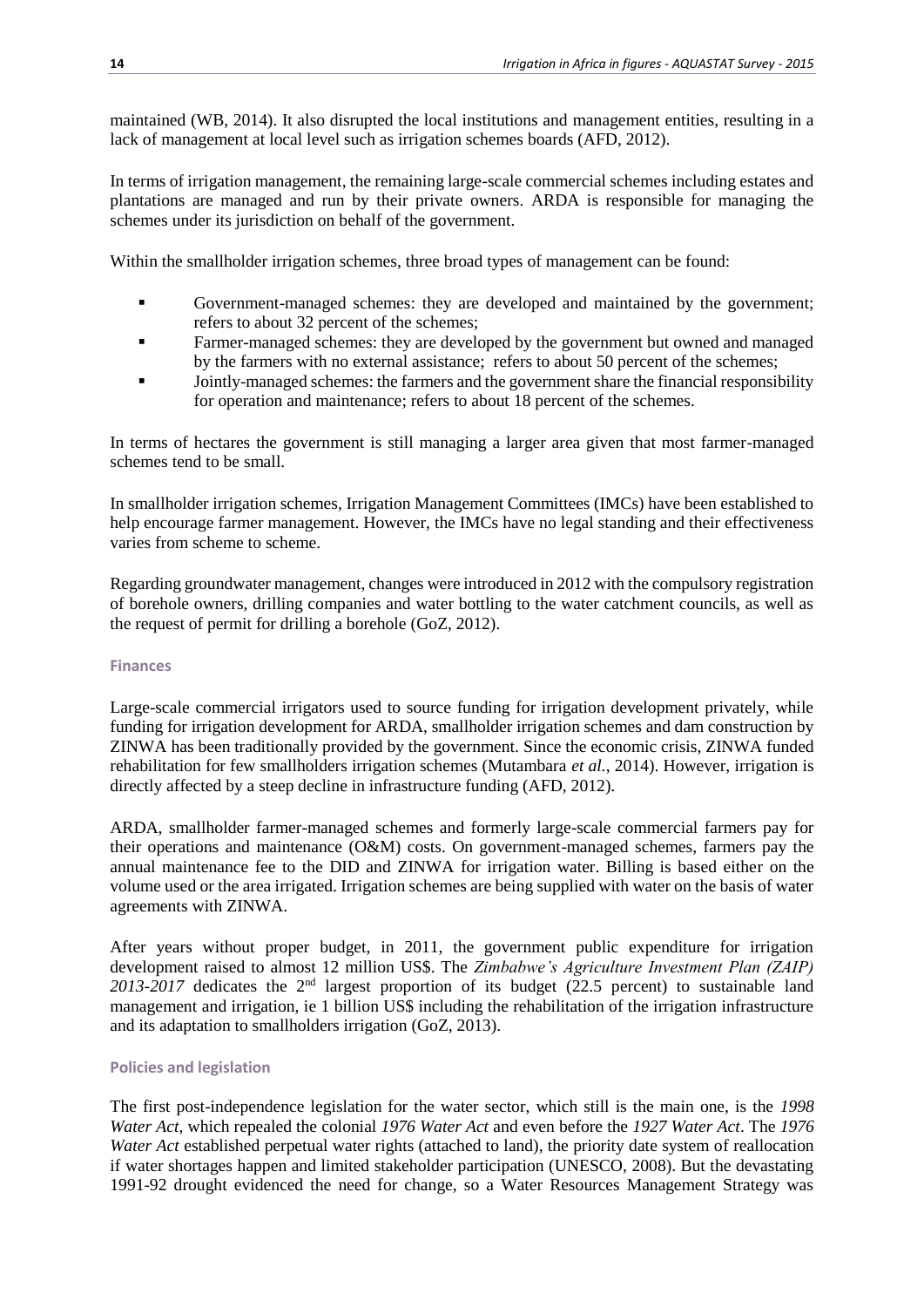maintained (WB, 2014). It also disrupted the local institutions and management entities, resulting in a lack of management at local level such as irrigation schemes boards (AFD, 2012).

In terms of irrigation management, the remaining large-scale commercial schemes including estates and plantations are managed and run by their private owners. ARDA is responsible for managing the schemes under its jurisdiction on behalf of the government.

Within the smallholder irrigation schemes, three broad types of management can be found:

- Government-managed schemes: they are developed and maintained by the government; refers to about 32 percent of the schemes;
- Farmer-managed schemes: they are developed by the government but owned and managed by the farmers with no external assistance; refers to about 50 percent of the schemes;
- Jointly-managed schemes: the farmers and the government share the financial responsibility for operation and maintenance; refers to about 18 percent of the schemes.

In terms of hectares the government is still managing a larger area given that most farmer-managed schemes tend to be small.

In smallholder irrigation schemes, Irrigation Management Committees (IMCs) have been established to help encourage farmer management. However, the IMCs have no legal standing and their effectiveness varies from scheme to scheme.

Regarding groundwater management, changes were introduced in 2012 with the compulsory registration of borehole owners, drilling companies and water bottling to the water catchment councils, as well as the request of permit for drilling a borehole (GoZ, 2012).

#### Finances

Large-scale commercial irrigators used to source funding for irrigation development privately, while funding for irrigation development for ARDA, smallholder irrigation schemes and dam construction by ZINWA has been traditionally provided by the government. Since the economic crisis, ZINWA funded rehabilitation for few smallholders irrigation schemes (Mutambara *et al.*, 2014). However, irrigation is directly affected by a steep decline in infrastructure funding (AFD, 2012).

ARDA, smallholder farmer-managed schemes and formerly large-scale commercial farmers pay for their operations and maintenance (O&M) costs. On government-managed schemes, farmers pay the annual maintenance fee to the DID and ZINWA for irrigation water. Billing is based either on the volume used or the area irrigated. Irrigation schemes are being supplied with water on the basis of water agreements with ZINWA.

After years without proper budget, in 2011, the government public expenditure for irrigation development raised to almost 12 million US$. The *Zimbabwe's Agriculture Investment Plan (ZAIP) 2013-2017* dedicates the 2nd largest proportion of its budget (22.5 percent) to sustainable land management and irrigation, ie 1 billion US$ including the rehabilitation of the irrigation infrastructure and its adaptation to smallholders irrigation (GoZ, 2013).

#### Policies and legislation

The first post-independence legislation for the water sector, which still is the main one, is the *1998 Water Act*, which repealed the colonial *1976 Water Act* and even before the *1927 Water Act*. The *1976 Water Act* established perpetual water rights (attached to land), the priority date system of reallocation if water shortages happen and limited stakeholder participation (UNESCO, 2008). But the devastating 1991-92 drought evidenced the need for change, so a Water Resources Management Strategy was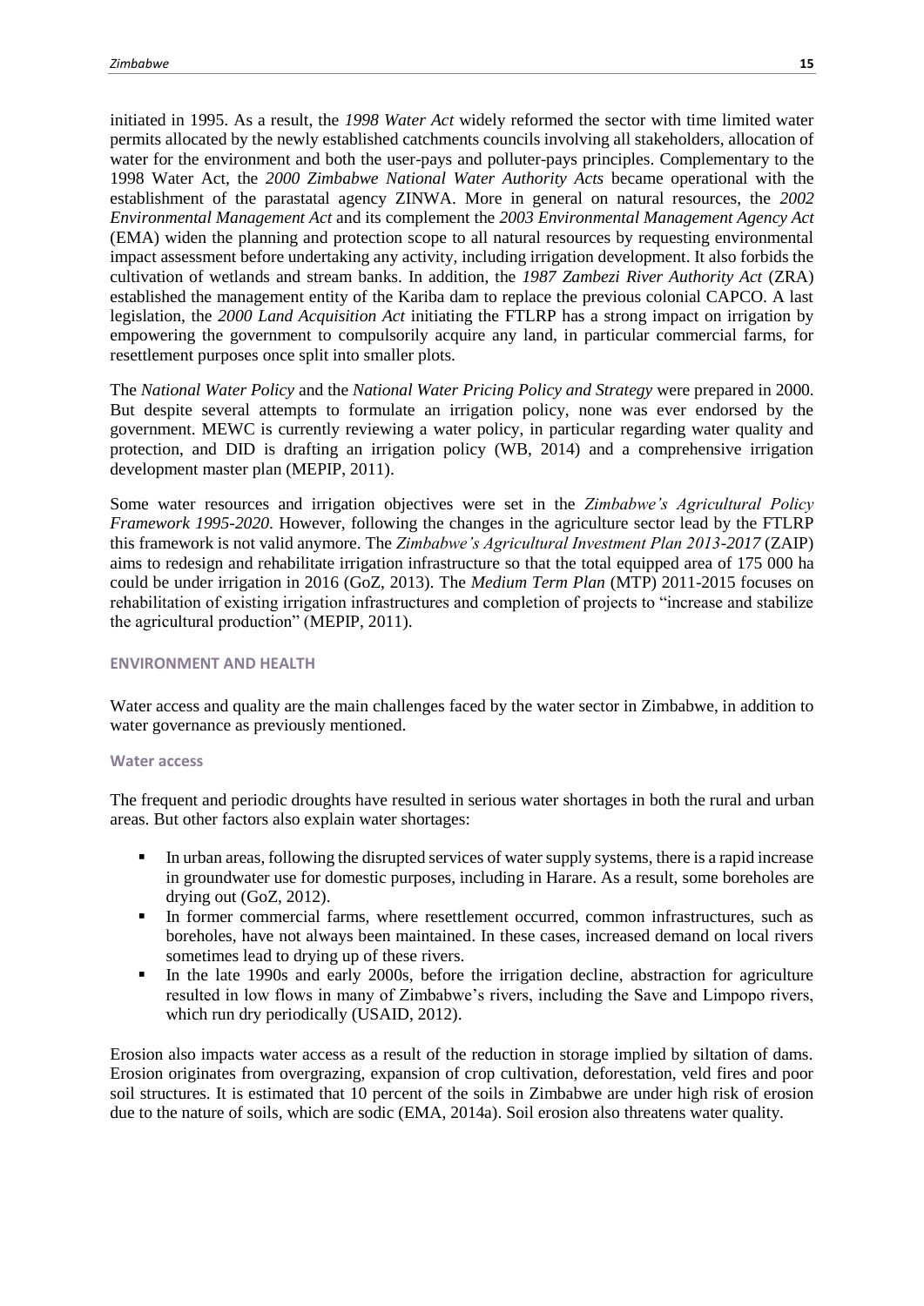initiated in 1995. As a result, the *1998 Water Act* widely reformed the sector with time limited water permits allocated by the newly established catchments councils involving all stakeholders, allocation of water for the environment and both the user-pays and polluter-pays principles. Complementary to the 1998 Water Act, the *2000 Zimbabwe National Water Authority Acts* became operational with the establishment of the parastatal agency ZINWA. More in general on natural resources, the *2002 Environmental Management Act* and its complement the *2003 Environmental Management Agency Act* (EMA) widen the planning and protection scope to all natural resources by requesting environmental impact assessment before undertaking any activity, including irrigation development. It also forbids the cultivation of wetlands and stream banks. In addition, the *1987 Zambezi River Authority Act* (ZRA) established the management entity of the Kariba dam to replace the previous colonial CAPCO. A last legislation, the *2000 Land Acquisition Act* initiating the FTLRP has a strong impact on irrigation by empowering the government to compulsorily acquire any land, in particular commercial farms, for resettlement purposes once split into smaller plots.

The *National Water Policy* and the *National Water Pricing Policy and Strategy* were prepared in 2000. But despite several attempts to formulate an irrigation policy, none was ever endorsed by the government. MEWC is currently reviewing a water policy, in particular regarding water quality and protection, and DID is drafting an irrigation policy (WB, 2014) and a comprehensive irrigation development master plan (MEPIP, 2011).

Some water resources and irrigation objectives were set in the *Zimbabwe's Agricultural Policy Framework 1995-2020*. However, following the changes in the agriculture sector lead by the FTLRP this framework is not valid anymore. The *Zimbabwe's Agricultural Investment Plan 2013-2017* (ZAIP) aims to redesign and rehabilitate irrigation infrastructure so that the total equipped area of 175 000 ha could be under irrigation in 2016 (GoZ, 2013). The *Medium Term Plan* (MTP) 2011-2015 focuses on rehabilitation of existing irrigation infrastructures and completion of projects to "increase and stabilize the agricultural production" (MEPIP, 2011).

## ENVIRONMENT AND HEALTH

Water access and quality are the main challenges faced by the water sector in Zimbabwe, in addition to water governance as previously mentioned.

### Water access

The frequent and periodic droughts have resulted in serious water shortages in both the rural and urban areas. But other factors also explain water shortages:

- In urban areas, following the disrupted services of water supply systems, there is a rapid increase in groundwater use for domestic purposes, including in Harare. As a result, some boreholes are drying out (GoZ, 2012).
- In former commercial farms, where resettlement occurred, common infrastructures, such as boreholes, have not always been maintained. In these cases, increased demand on local rivers sometimes lead to drying up of these rivers.
- In the late 1990s and early 2000s, before the irrigation decline, abstraction for agriculture resulted in low flows in many of Zimbabwe's rivers, including the Save and Limpopo rivers, which run dry periodically (USAID, 2012).

Erosion also impacts water access as a result of the reduction in storage implied by siltation of dams. Erosion originates from overgrazing, expansion of crop cultivation, deforestation, veld fires and poor soil structures. It is estimated that 10 percent of the soils in Zimbabwe are under high risk of erosion due to the nature of soils, which are sodic (EMA, 2014a). Soil erosion also threatens water quality.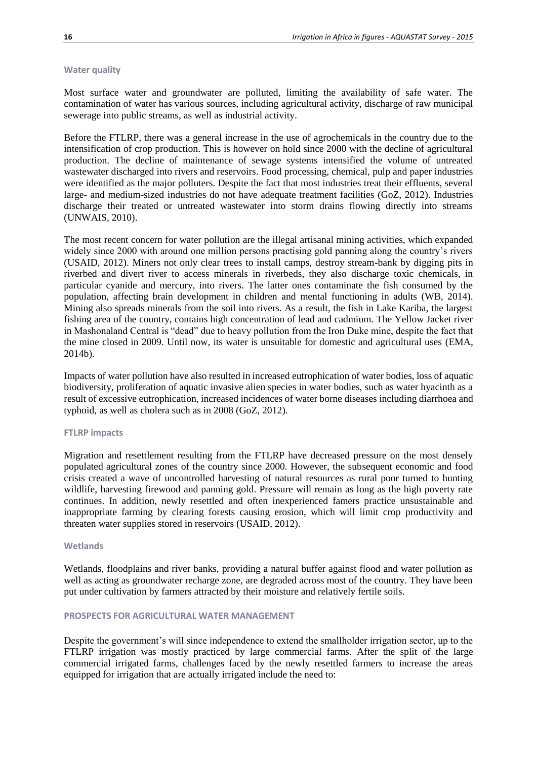#### Water quality

Most surface water and groundwater are polluted, limiting the availability of safe water. The contamination of water has various sources, including agricultural activity, discharge of raw municipal sewerage into public streams, as well as industrial activity.

Before the FTLRP, there was a general increase in the use of agrochemicals in the country due to the intensification of crop production. This is however on hold since 2000 with the decline of agricultural production. The decline of maintenance of sewage systems intensified the volume of untreated wastewater discharged into rivers and reservoirs. Food processing, chemical, pulp and paper industries were identified as the major polluters. Despite the fact that most industries treat their effluents, several large- and medium-sized industries do not have adequate treatment facilities (GoZ, 2012). Industries discharge their treated or untreated wastewater into storm drains flowing directly into streams (UNWAIS, 2010).

The most recent concern for water pollution are the illegal artisanal mining activities, which expanded widely since 2000 with around one million persons practising gold panning along the country's rivers (USAID, 2012). Miners not only clear trees to install camps, destroy stream-bank by digging pits in riverbed and divert river to access minerals in riverbeds, they also discharge toxic chemicals, in particular cyanide and mercury, into rivers. The latter ones contaminate the fish consumed by the population, affecting brain development in children and mental functioning in adults (WB, 2014). Mining also spreads minerals from the soil into rivers. As a result, the fish in Lake Kariba, the largest fishing area of the country, contains high concentration of lead and cadmium. The Yellow Jacket river in Mashonaland Central is "dead" due to heavy pollution from the Iron Duke mine, despite the fact that the mine closed in 2009. Until now, its water is unsuitable for domestic and agricultural uses (EMA, 2014b).

Impacts of water pollution have also resulted in increased eutrophication of water bodies, loss of aquatic biodiversity, proliferation of aquatic invasive alien species in water bodies, such as water hyacinth as a result of excessive eutrophication, increased incidences of water borne diseases including diarrhoea and typhoid, as well as cholera such as in 2008 (GoZ, 2012).

#### FTLRP impacts

Migration and resettlement resulting from the FTLRP have decreased pressure on the most densely populated agricultural zones of the country since 2000. However, the subsequent economic and food crisis created a wave of uncontrolled harvesting of natural resources as rural poor turned to hunting wildlife, harvesting firewood and panning gold. Pressure will remain as long as the high poverty rate continues. In addition, newly resettled and often inexperienced famers practice unsustainable and inappropriate farming by clearing forests causing erosion, which will limit crop productivity and threaten water supplies stored in reservoirs (USAID, 2012).

#### Wetlands

Wetlands, floodplains and river banks, providing a natural buffer against flood and water pollution as well as acting as groundwater recharge zone, are degraded across most of the country. They have been put under cultivation by farmers attracted by their moisture and relatively fertile soils.

### PROSPECTS FOR AGRICULTURAL WATER MANAGEMENT

Despite the government's will since independence to extend the smallholder irrigation sector, up to the FTLRP irrigation was mostly practiced by large commercial farms. After the split of the large commercial irrigated farms, challenges faced by the newly resettled farmers to increase the areas equipped for irrigation that are actually irrigated include the need to: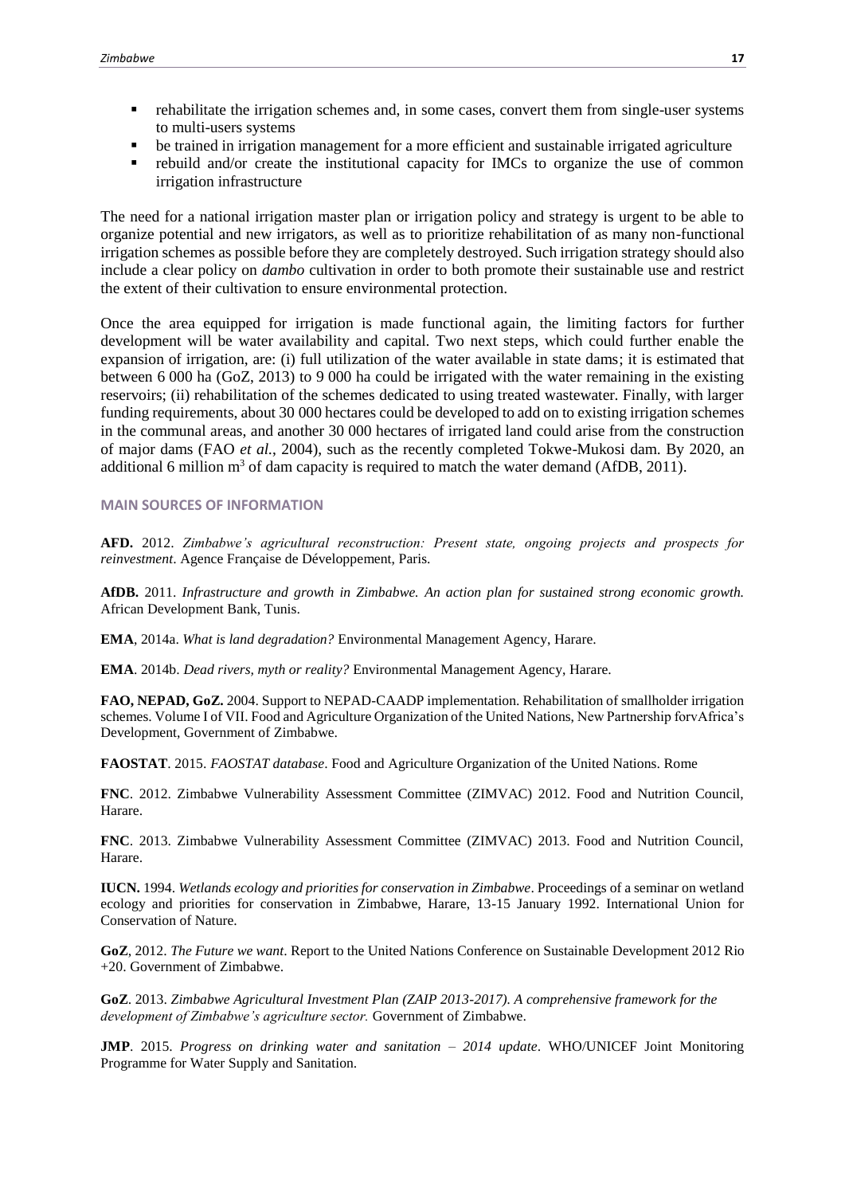- rehabilitate the irrigation schemes and, in some cases, convert them from single-user systems to multi-users systems
- be trained in irrigation management for a more efficient and sustainable irrigated agriculture
- rebuild and/or create the institutional capacity for IMCs to organize the use of common irrigation infrastructure

The need for a national irrigation master plan or irrigation policy and strategy is urgent to be able to organize potential and new irrigators, as well as to prioritize rehabilitation of as many non-functional irrigation schemes as possible before they are completely destroyed. Such irrigation strategy should also include a clear policy on *dambo* cultivation in order to both promote their sustainable use and restrict the extent of their cultivation to ensure environmental protection.

Once the area equipped for irrigation is made functional again, the limiting factors for further development will be water availability and capital. Two next steps, which could further enable the expansion of irrigation, are: (i) full utilization of the water available in state dams; it is estimated that between 6 000 ha (GoZ, 2013) to 9 000 ha could be irrigated with the water remaining in the existing reservoirs; (ii) rehabilitation of the schemes dedicated to using treated wastewater. Finally, with larger funding requirements, about 30 000 hectares could be developed to add on to existing irrigation schemes in the communal areas, and another 30 000 hectares of irrigated land could arise from the construction of major dams (FAO *et al.*, 2004), such as the recently completed Tokwe-Mukosi dam. By 2020, an additional 6 million $m^3$ of dam capacity is required to match the water demand (AfDB, 2011).

### MAIN SOURCES OF INFORMATION

**AFD.** 2012. *Zimbabwe's agricultural reconstruction: Present state, ongoing projects and prospects for reinvestment*. Agence Française de Développement, Paris.

**AfDB.** 2011. *Infrastructure and growth in Zimbabwe. An action plan for sustained strong economic growth.* African Development Bank, Tunis.

**EMA**, 2014a. *What is land degradation?* Environmental Management Agency, Harare.

**EMA**. 2014b. *Dead rivers, myth or reality?* Environmental Management Agency, Harare.

**FAO, NEPAD, GoZ.** 2004. Support to NEPAD-CAADP implementation. Rehabilitation of smallholder irrigation schemes. Volume I of VII. Food and Agriculture Organization of the United Nations, New Partnership forvAfrica's Development, Government of Zimbabwe.

**FAOSTAT**. 2015. *FAOSTAT database*. Food and Agriculture Organization of the United Nations. Rome

**FNC**. 2012. Zimbabwe Vulnerability Assessment Committee (ZIMVAC) 2012. Food and Nutrition Council, Harare.

**FNC**. 2013. Zimbabwe Vulnerability Assessment Committee (ZIMVAC) 2013. Food and Nutrition Council, Harare.

**IUCN.** 1994. *Wetlands ecology and priorities for conservation in Zimbabwe*. Proceedings of a seminar on wetland ecology and priorities for conservation in Zimbabwe, Harare, 13-15 January 1992. International Union for Conservation of Nature.

**GoZ**, 2012. *The Future we want*. Report to the United Nations Conference on Sustainable Development 2012 Rio +20. Government of Zimbabwe.

**GoZ**. 2013. *Zimbabwe Agricultural Investment Plan (ZAIP 2013-2017). A comprehensive framework for the development of Zimbabwe's agriculture sector.* Government of Zimbabwe.

**JMP**. 2015. *Progress on drinking water and sanitation – 2014 update*. WHO/UNICEF Joint Monitoring Programme for Water Supply and Sanitation.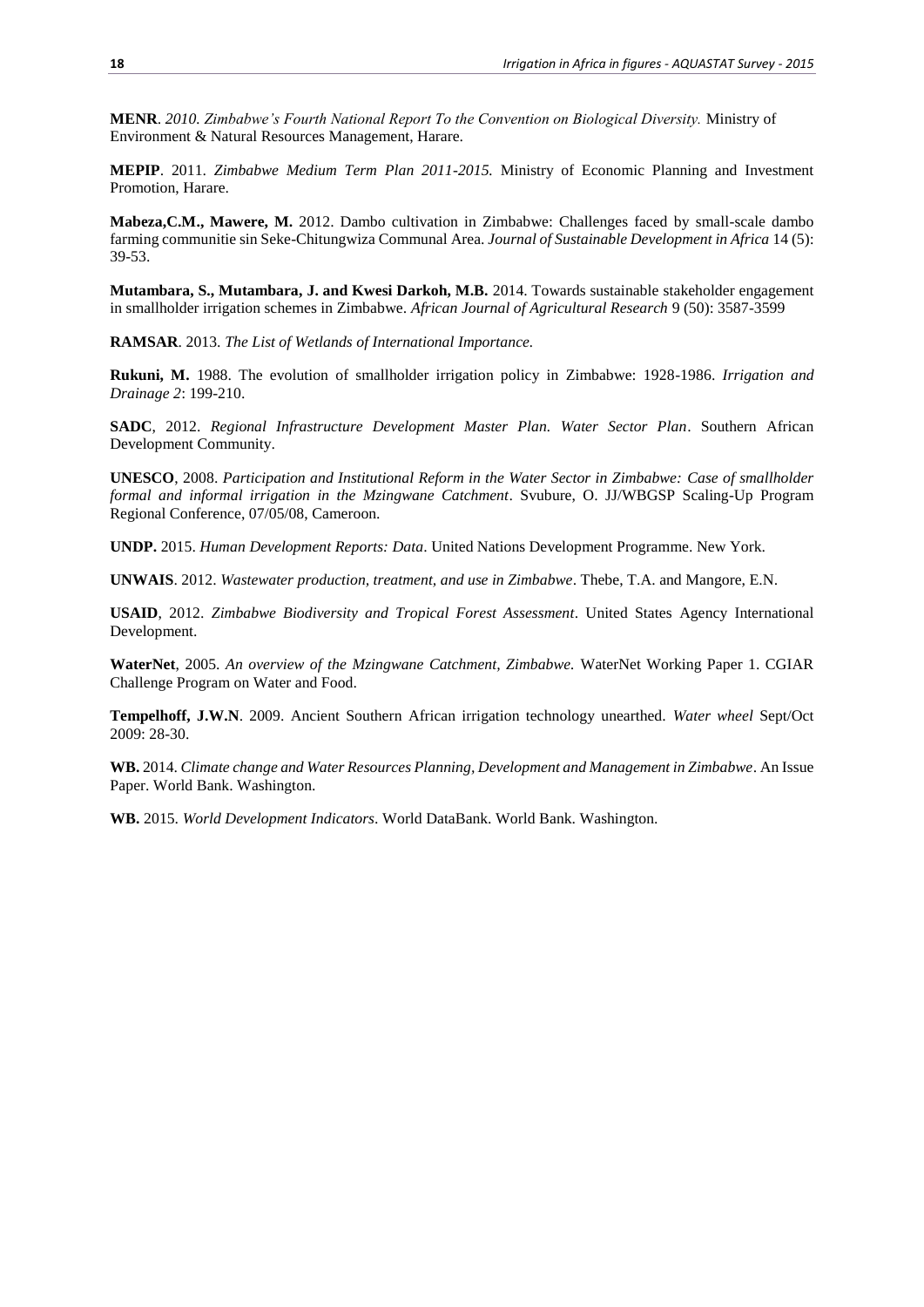**MENR**. *2010. Zimbabwe's Fourth National Report To the Convention on Biological Diversity.* Ministry of Environment & Natural Resources Management, Harare.

**MEPIP**. 2011. *Zimbabwe Medium Term Plan 2011-2015.* Ministry of Economic Planning and Investment Promotion, Harare.

**Mabeza,C.M., Mawere, M.** 2012. Dambo cultivation in Zimbabwe: Challenges faced by small-scale dambo farming communitie sin Seke-Chitungwiza Communal Area. *Journal of Sustainable Development in Africa* 14 (5): 39-53.

**Mutambara, S., Mutambara, J. and Kwesi Darkoh, M.B.** 2014. Towards sustainable stakeholder engagement in smallholder irrigation schemes in Zimbabwe. *African Journal of Agricultural Research* 9 (50): 3587-3599

**RAMSAR**. 2013. *The List of Wetlands of International Importance.*

**Rukuni, M.** 1988. The evolution of smallholder irrigation policy in Zimbabwe: 1928-1986. *Irrigation and Drainage 2*: 199-210.

**SADC**, 2012. *Regional Infrastructure Development Master Plan. Water Sector Plan*. Southern African Development Community.

**UNESCO**, 2008. *Participation and Institutional Reform in the Water Sector in Zimbabwe: Case of smallholder formal and informal irrigation in the Mzingwane Catchment*. Svubure, O. JJ/WBGSP Scaling-Up Program Regional Conference, 07/05/08, Cameroon.

**UNDP.** 2015. *Human Development Reports: Data*. United Nations Development Programme. New York.

**UNWAIS**. 2012. *Wastewater production, treatment, and use in Zimbabwe*. Thebe, T.A. and Mangore, E.N.

**USAID**, 2012. *Zimbabwe Biodiversity and Tropical Forest Assessment*. United States Agency International Development.

**WaterNet**, 2005. *An overview of the Mzingwane Catchment, Zimbabwe.* WaterNet Working Paper 1. CGIAR Challenge Program on Water and Food.

**Tempelhoff, J.W.N**. 2009. Ancient Southern African irrigation technology unearthed. *Water wheel* Sept/Oct 2009: 28-30.

**WB.** 2014. *Climate change and Water Resources Planning, Development and Management in Zimbabwe*. An Issue Paper. World Bank. Washington.

**WB.** 2015. *World Development Indicators*. World DataBank. World Bank. Washington.